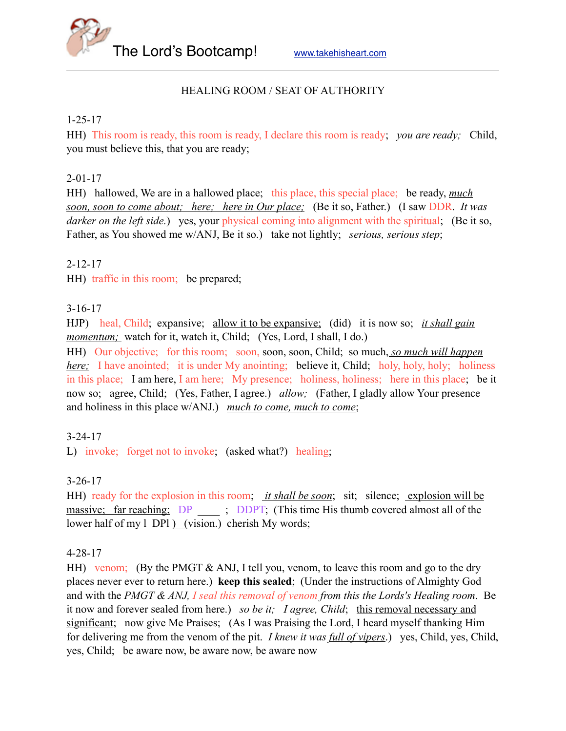The Lord's Bootcamp! www.takehisheart.com

HEALING ROOM / SEAT OF AUTHORITY

1-25-17

HH) This room is ready, this room is ready, I declare this room is ready; *you are ready;* Child, you must believe this, that you are ready;

2-01-17

HH) hallowed, We are in a hallowed place; this place, this special place; be ready, *much soon, soon to come about; here; here in Our place;* (Be it so, Father.) (I saw DDR. *It was darker on the left side.*) yes, your physical coming into alignment with the spiritual; (Be it so, Father, as You showed me w/ANJ, Be it so.) take not lightly; *serious, serious step*;

2-12-17

HH) traffic in this room; be prepared;

3-16-17

HJP) heal, Child; expansive; allow it to be expansive; (did) it is now so; *it shall gain momentum;* watch for it, watch it, Child; (Yes, Lord, I shall, I do.)

HH) Our objective; for this room; soon, soon, soon, Child; so much, *so much will happen here;* I have anointed; it is under My anointing; believe it, Child; holy, holy, holy; holiness in this place; I am here, I am here; My presence; holiness, holiness; here in this place; be it now so; agree, Child; (Yes, Father, I agree.) *allow;* (Father, I gladly allow Your presence and holiness in this place w/ANJ.) *much to come, much to come*;

3-24-17

L) invoke; forget not to invoke; (asked what?) healing;

3-26-17

HH) ready for the explosion in this room; *it shall be soon*; sit; silence; explosion will be massive; far reaching; DP ____ ; DDPT; (This time His thumb covered almost all of the lower half of my l DPl ) (vision.) cherish My words;

4-28-17

HH) venom; (By the PMGT & ANJ, I tell you, venom, to leave this room and go to the dry places never ever to return here.) **keep this sealed**; (Under the instructions of Almighty God and with the *PMGT & ANJ, I seal this removal of venom from this the Lords's Healing room*. Be it now and forever sealed from here.) *so be it; I agree, Child*; this removal necessary and significant; now give Me Praises; (As I was Praising the Lord, I heard myself thanking Him for delivering me from the venom of the pit. *I knew it was full of vipers*.) yes, Child, yes, Child, yes, Child; be aware now, be aware now, be aware now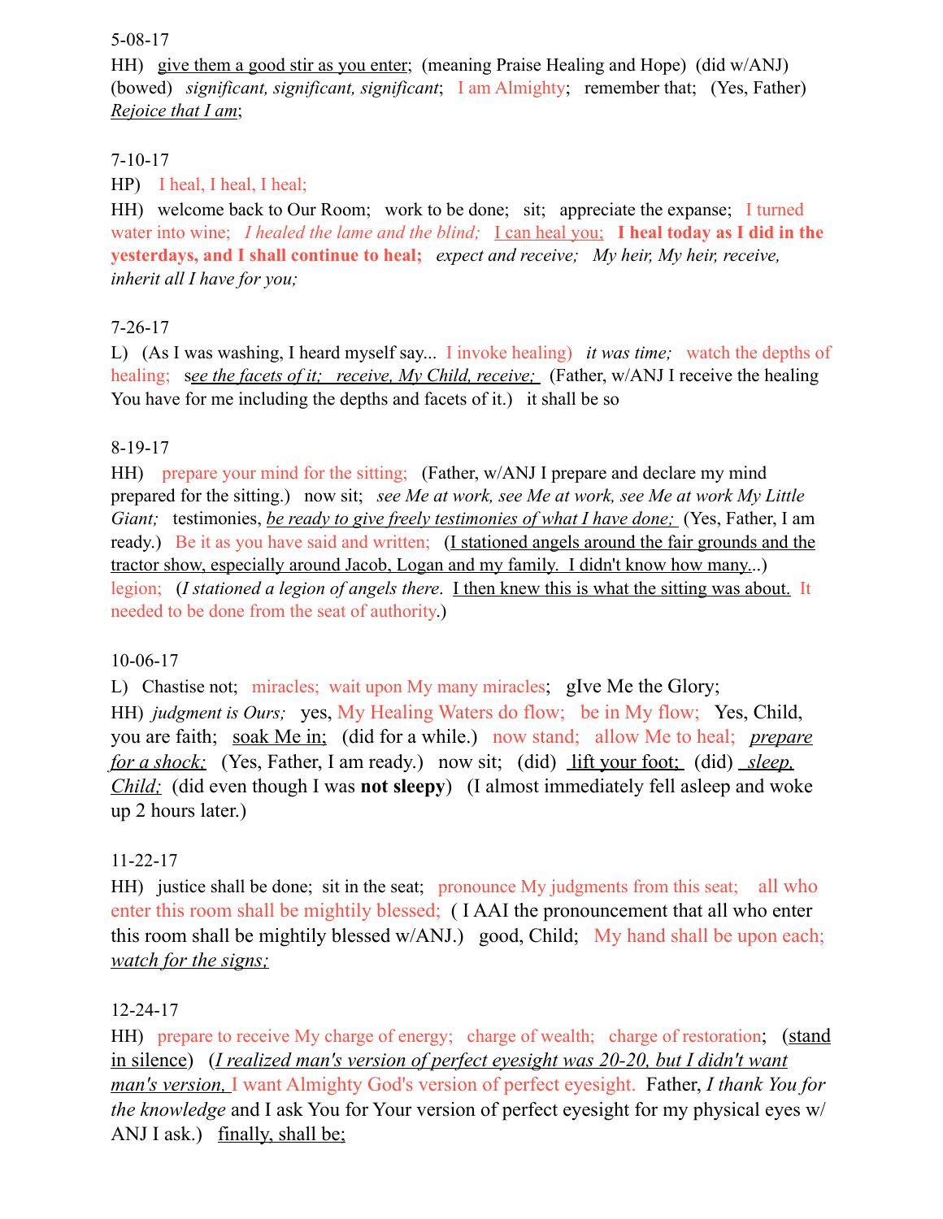5-08-17

HH) <u>give them a good stir as you enter</u>; (meaning Praise Healing and Hope) (did w/ANJ) (bowed) *significant, significant, significant*; I am Almighty; remember that; (Yes, Father) *<u>Rejoice that I am</u>*;

7-10-17

HP) I heal, I heal, I heal;

HH) welcome back to Our Room; work to be done; sit; appreciate the expanse; I turned water into wine; *I healed the lame and the blind;* <u>I can heal you;</u> **I heal today as I did in the yesterdays, and I shall continue to heal;** *expect and receive; My heir, My heir, receive, inherit all I have for you;*

7-26-17

L) (As I was washing, I heard myself say... I invoke healing) *it was time;* watch the depths of healing; s*<u>ee the facets of it; receive, My Child, receive;</u>* (Father, w/ANJ I receive the healing You have for me including the depths and facets of it.) it shall be so

8-19-17

HH) prepare your mind for the sitting; (Father, w/ANJ I prepare and declare my mind prepared for the sitting.) now sit; *see Me at work, see Me at work, see Me at work My Little Giant;* testimonies, *<u>be ready to give freely testimonies of what I have done;</u>* (Yes, Father, I am ready.) Be it as you have said and written; (<u>I stationed angels around the fair grounds and the tractor show, especially around Jacob, Logan and my family. I didn't know how many.</u>..) legion; (*I stationed a legion of angels there*. <u>I then knew this is what the sitting was about.</u> It needed to be done from the seat of authority.)

10-06-17

L) Chastise not; miracles; wait upon My many miracles; gIve Me the Glory;

HH) *judgment is Ours;* yes, My Healing Waters do flow; be in My flow; Yes, Child, you are faith; <u>soak Me in;</u> (did for a while.) now stand; allow Me to heal; *<u>prepare for a shock;</u>* (Yes, Father, I am ready.) now sit; (did) <u>lift your foot;</u> (did) *<u>sleep, Child;</u>* (did even though I was **not sleepy**) (I almost immediately fell asleep and woke up 2 hours later.)

11-22-17

HH) justice shall be done; sit in the seat; pronounce My judgments from this seat; all who enter this room shall be mightily blessed; ( I AAI the pronouncement that all who enter this room shall be mightily blessed w/ANJ.) good, Child; My hand shall be upon each; *<u>watch for the signs;</u>*

12-24-17

HH) prepare to receive My charge of energy; charge of wealth; charge of restoration; (<u>stand in silence</u>) (*<u>I realized man's version of perfect eyesight was 20-20, but I didn't want man's version,</u>* I want Almighty God's version of perfect eyesight. Father, *I thank You for the knowledge* and I ask You for Your version of perfect eyesight for my physical eyes w/ ANJ I ask.) <u>finally, shall be;</u>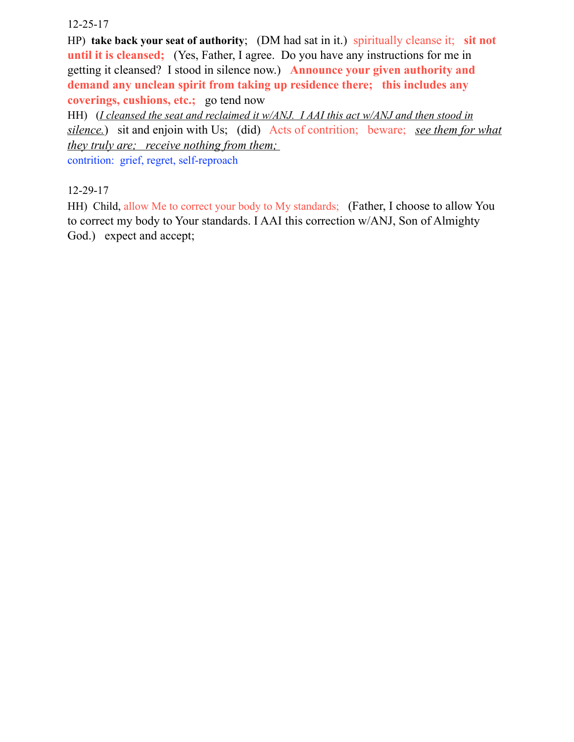12-25-17

HP) **take back your seat of authority**; (DM had sat in it.) spiritually cleanse it; **sit not until it is cleansed;** (Yes, Father, I agree. Do you have any instructions for me in getting it cleansed? I stood in silence now.) **Announce your given authority and demand any unclean spirit from taking up residence there; this includes any coverings, cushions, etc.;** go tend now

HH) (*I cleansed the seat and reclaimed it w/ANJ. I AAI this act w/ANJ and then stood in silence.*) sit and enjoin with Us; (did) Acts of contrition; beware; *see them for what they truly are; receive nothing from them;*

contrition: grief, regret, self-reproach

12-29-17

HH) Child, allow Me to correct your body to My standards; (Father, I choose to allow You to correct my body to Your standards. I AAI this correction w/ANJ, Son of Almighty God.) expect and accept;